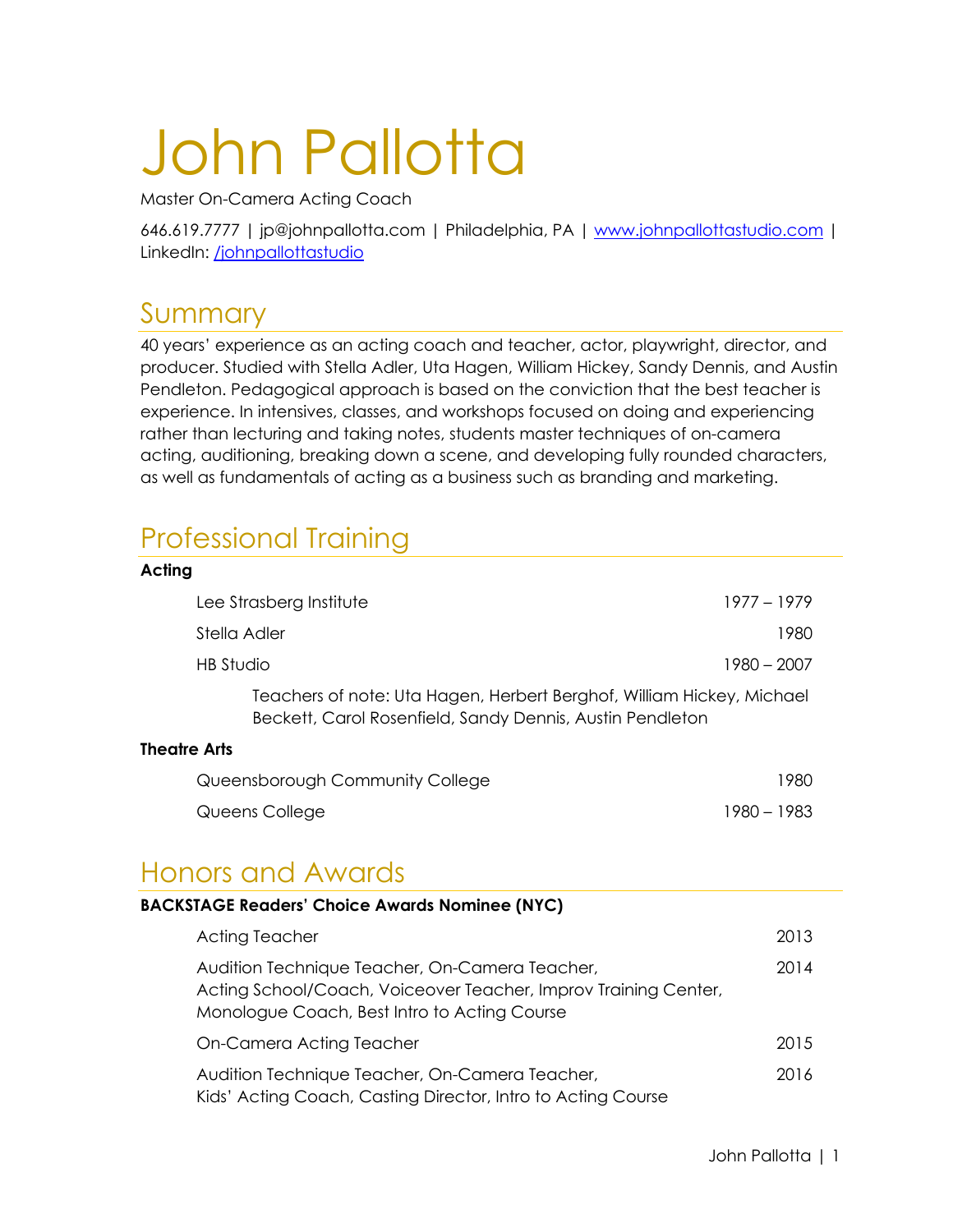# John Pallotta

Master On-Camera Acting Coach

646.619.7777 | jp@johnpallotta.com | Philadelphia, PA | [www.johnpallottastudio.com](www.johnpallottastudio.com) | LinkedIn: [/johnpallottastudio](/johnpallottastudio)

## Summary

40 years' experience as an acting coach and teacher, actor, playwright, director, and producer. Studied with Stella Adler, Uta Hagen, William Hickey, Sandy Dennis, and Austin Pendleton. Pedagogical approach is based on the conviction that the best teacher is experience. In intensives, classes, and workshops focused on doing and experiencing rather than lecturing and taking notes, students master techniques of on-camera acting, auditioning, breaking down a scene, and developing fully rounded characters, as well as fundamentals of acting as a business such as branding and marketing.

## Professional Training

**Acting**

Lee Strasberg Institute — 1977 – 1979

Stella Adler — 1980

HB Studio — 1980 – 2007

Teachers of note: Uta Hagen, Herbert Berghof, William Hickey, Michael Beckett, Carol Rosenfield, Sandy Dennis, Austin Pendleton

**Theatre Arts**

Queensborough Community College — 1980

Queens College — 1980 – 1983

## Honors and Awards

**BACKSTAGE Readers' Choice Awards Nominee (NYC)**

Acting Teacher — 2013

Audition Technique Teacher, On-Camera Teacher, Acting School/Coach, Voiceover Teacher, Improv Training Center, Monologue Coach, Best Intro to Acting Course — 2014

On-Camera Acting Teacher — 2015

Audition Technique Teacher, On-Camera Teacher, Kids' Acting Coach, Casting Director, Intro to Acting Course — 2016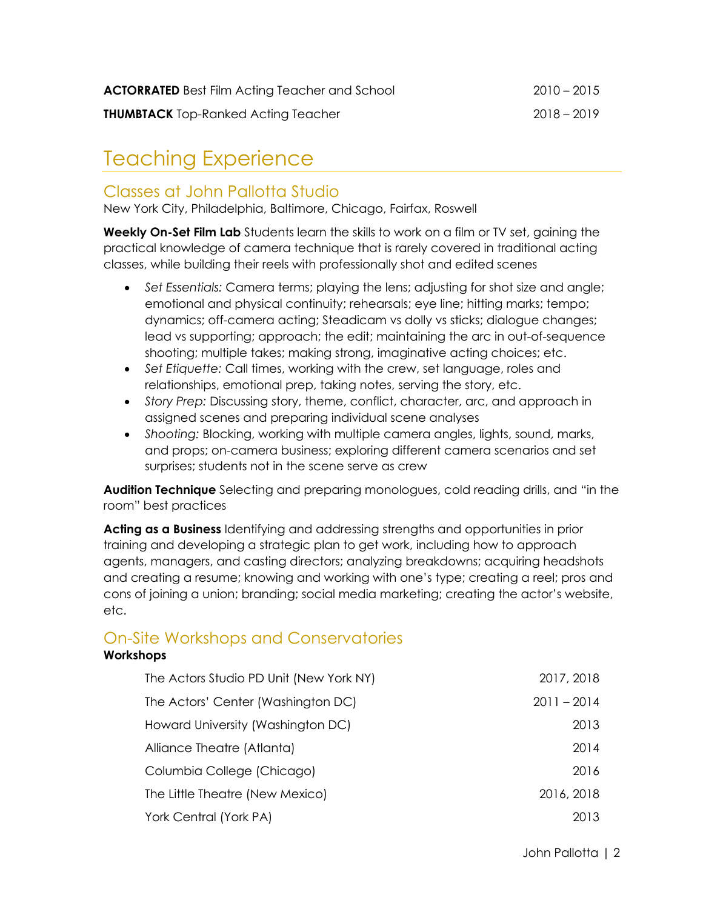| | |
|---|---|
| **ACTORRATED** Best Film Acting Teacher and School | 2010 – 2015 |
| **THUMBTACK** Top-Ranked Acting Teacher | 2018 – 2019 |

# Teaching Experience

## Classes at John Pallotta Studio

New York City, Philadelphia, Baltimore, Chicago, Fairfax, Roswell

**Weekly On-Set Film Lab** Students learn the skills to work on a film or TV set, gaining the practical knowledge of camera technique that is rarely covered in traditional acting classes, while building their reels with professionally shot and edited scenes

- *Set Essentials:* Camera terms; playing the lens; adjusting for shot size and angle; emotional and physical continuity; rehearsals; eye line; hitting marks; tempo; dynamics; off-camera acting; Steadicam vs dolly vs sticks; dialogue changes; lead vs supporting; approach; the edit; maintaining the arc in out-of-sequence shooting; multiple takes; making strong, imaginative acting choices; etc.
- *Set Etiquette:* Call times, working with the crew, set language, roles and relationships, emotional prep, taking notes, serving the story, etc.
- *Story Prep:* Discussing story, theme, conflict, character, arc, and approach in assigned scenes and preparing individual scene analyses
- *Shooting:* Blocking, working with multiple camera angles, lights, sound, marks, and props; on-camera business; exploring different camera scenarios and set surprises; students not in the scene serve as crew

**Audition Technique** Selecting and preparing monologues, cold reading drills, and "in the room" best practices

**Acting as a Business** Identifying and addressing strengths and opportunities in prior training and developing a strategic plan to get work, including how to approach agents, managers, and casting directors; analyzing breakdowns; acquiring headshots and creating a resume; knowing and working with one's type; creating a reel; pros and cons of joining a union; branding; social media marketing; creating the actor's website, etc.

## On-Site Workshops and Conservatories

**Workshops**

| | |
|---|---|
| The Actors Studio PD Unit (New York NY) | 2017, 2018 |
| The Actors' Center (Washington DC) | 2011 – 2014 |
| Howard University (Washington DC) | 2013 |
| Alliance Theatre (Atlanta) | 2014 |
| Columbia College (Chicago) | 2016 |
| The Little Theatre (New Mexico) | 2016, 2018 |
| York Central (York PA) | 2013 |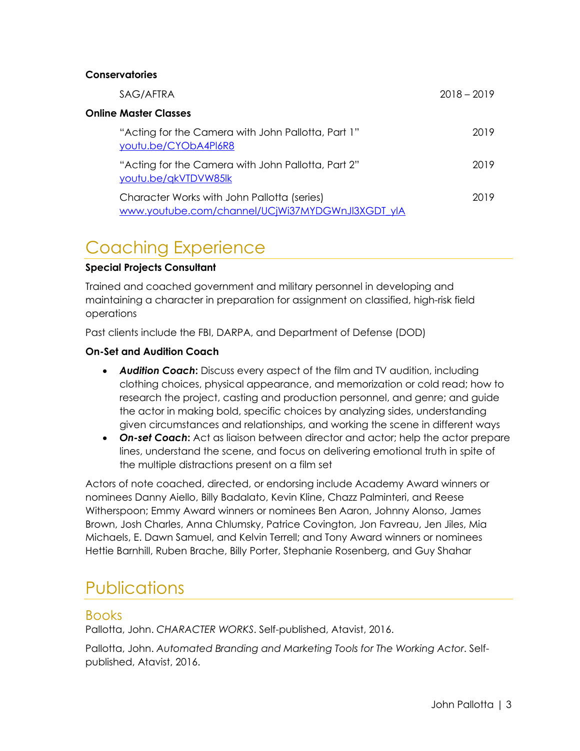**Conservatories**

SAG/AFTRA 2018 – 2019

**Online Master Classes**

"Acting for the Camera with John Pallotta, Part 1" 2019
youtu.be/CYObA4Pl6R8

"Acting for the Camera with John Pallotta, Part 2" 2019
youtu.be/qkVTDVW85lk

Character Works with John Pallotta (series) 2019
www.youtube.com/channel/UCjWi37MYDGWnJl3XGDT_ylA

# Coaching Experience

**Special Projects Consultant**

Trained and coached government and military personnel in developing and maintaining a character in preparation for assignment on classified, high-risk field operations

Past clients include the FBI, DARPA, and Department of Defense (DOD)

**On-Set and Audition Coach**

- ***Audition Coach*:** Discuss every aspect of the film and TV audition, including clothing choices, physical appearance, and memorization or cold read; how to research the project, casting and production personnel, and genre; and guide the actor in making bold, specific choices by analyzing sides, understanding given circumstances and relationships, and working the scene in different ways
- ***On-set Coach*:** Act as liaison between director and actor; help the actor prepare lines, understand the scene, and focus on delivering emotional truth in spite of the multiple distractions present on a film set

Actors of note coached, directed, or endorsing include Academy Award winners or nominees Danny Aiello, Billy Badalato, Kevin Kline, Chazz Palminteri, and Reese Witherspoon; Emmy Award winners or nominees Ben Aaron, Johnny Alonso, James Brown, Josh Charles, Anna Chlumsky, Patrice Covington, Jon Favreau, Jen Jiles, Mia Michaels, E. Dawn Samuel, and Kelvin Terrell; and Tony Award winners or nominees Hettie Barnhill, Ruben Brache, Billy Porter, Stephanie Rosenberg, and Guy Shahar

# Publications

## Books

Pallotta, John. *CHARACTER WORKS*. Self-published, Atavist, 2016.

Pallotta, John. *Automated Branding and Marketing Tools for The Working Actor*. Self-published, Atavist, 2016.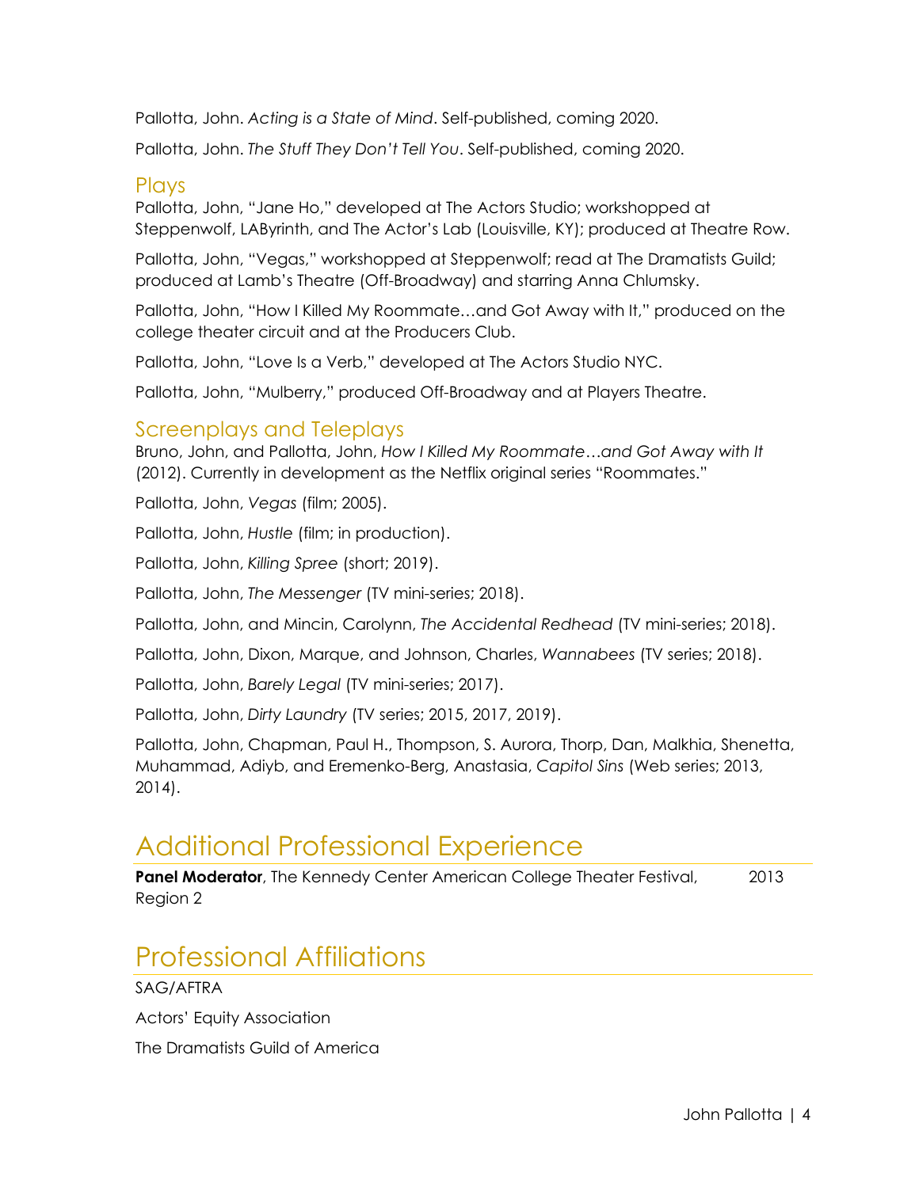Pallotta, John. *Acting is a State of Mind*. Self-published, coming 2020.

Pallotta, John. *The Stuff They Don't Tell You*. Self-published, coming 2020.

### Plays

Pallotta, John, "Jane Ho," developed at The Actors Studio; workshopped at Steppenwolf, LAByrinth, and The Actor's Lab (Louisville, KY); produced at Theatre Row.

Pallotta, John, "Vegas," workshopped at Steppenwolf; read at The Dramatists Guild; produced at Lamb's Theatre (Off-Broadway) and starring Anna Chlumsky.

Pallotta, John, "How I Killed My Roommate…and Got Away with It," produced on the college theater circuit and at the Producers Club.

Pallotta, John, "Love Is a Verb," developed at The Actors Studio NYC.

Pallotta, John, "Mulberry," produced Off-Broadway and at Players Theatre.

### Screenplays and Teleplays

Bruno, John, and Pallotta, John, *How I Killed My Roommate…and Got Away with It* (2012). Currently in development as the Netflix original series "Roommates."

Pallotta, John, *Vegas* (film; 2005).

Pallotta, John, *Hustle* (film; in production).

Pallotta, John, *Killing Spree* (short; 2019).

Pallotta, John, *The Messenger* (TV mini-series; 2018).

Pallotta, John, and Mincin, Carolynn, *The Accidental Redhead* (TV mini-series; 2018).

Pallotta, John, Dixon, Marque, and Johnson, Charles, *Wannabees* (TV series; 2018).

Pallotta, John, *Barely Legal* (TV mini-series; 2017).

Pallotta, John, *Dirty Laundry* (TV series; 2015, 2017, 2019).

Pallotta, John, Chapman, Paul H., Thompson, S. Aurora, Thorp, Dan, Malkhia, Shenetta, Muhammad, Adiyb, and Eremenko-Berg, Anastasia, *Capitol Sins* (Web series; 2013, 2014).

## Additional Professional Experience

**Panel Moderator**, The Kennedy Center American College Theater Festival, Region 2 — 2013

## Professional Affiliations

SAG/AFTRA

Actors' Equity Association

The Dramatists Guild of America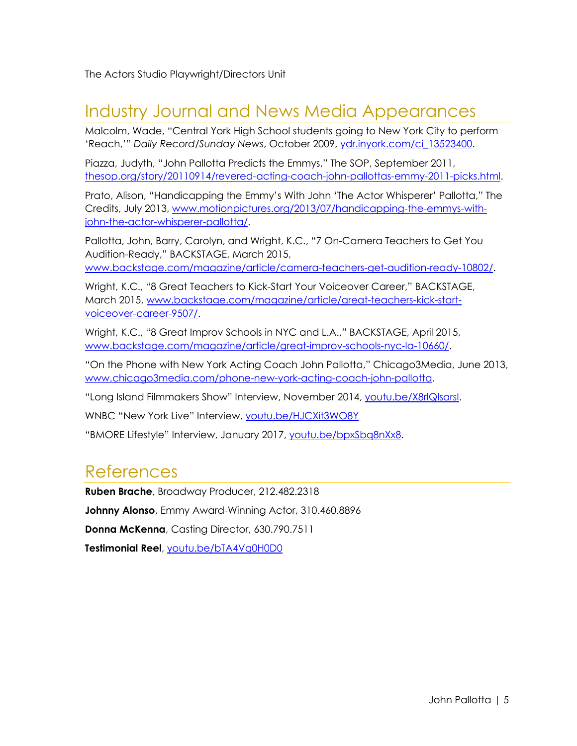The Actors Studio Playwright/Directors Unit

## Industry Journal and News Media Appearances

Malcolm, Wade, "Central York High School students going to New York City to perform 'Reach,'" *Daily Record/Sunday News*, October 2009, ydr.inyork.com/ci_13523400.

Piazza, Judyth, "John Pallotta Predicts the Emmys," The SOP, September 2011, thesop.org/story/20110914/revered-acting-coach-john-pallottas-emmy-2011-picks.html.

Prato, Alison, "Handicapping the Emmy's With John 'The Actor Whisperer' Pallotta," The Credits, July 2013, www.motionpictures.org/2013/07/handicapping-the-emmys-with-john-the-actor-whisperer-pallotta/.

Pallotta, John, Barry, Carolyn, and Wright, K.C., "7 On-Camera Teachers to Get You Audition-Ready," BACKSTAGE, March 2015, www.backstage.com/magazine/article/camera-teachers-get-audition-ready-10802/.

Wright, K.C., "8 Great Teachers to Kick-Start Your Voiceover Career," BACKSTAGE, March 2015, www.backstage.com/magazine/article/great-teachers-kick-start-voiceover-career-9507/.

Wright, K.C., "8 Great Improv Schools in NYC and L.A.," BACKSTAGE, April 2015, www.backstage.com/magazine/article/great-improv-schools-nyc-la-10660/.

"On the Phone with New York Acting Coach John Pallotta," Chicago3Media, June 2013, www.chicago3media.com/phone-new-york-acting-coach-john-pallotta.

"Long Island Filmmakers Show" Interview, November 2014, youtu.be/X8rlQlsarsI.

WNBC "New York Live" Interview, youtu.be/HJCXit3WO8Y

"BMORE Lifestyle" Interview, January 2017, youtu.be/bpxSbq8nXx8.

## References

**Ruben Brache**, Broadway Producer, 212.482.2318

**Johnny Alonso**, Emmy Award-Winning Actor, 310.460.8896

**Donna McKenna**, Casting Director, 630.790.7511

**Testimonial Reel**, youtu.be/bTA4Vq0H0D0